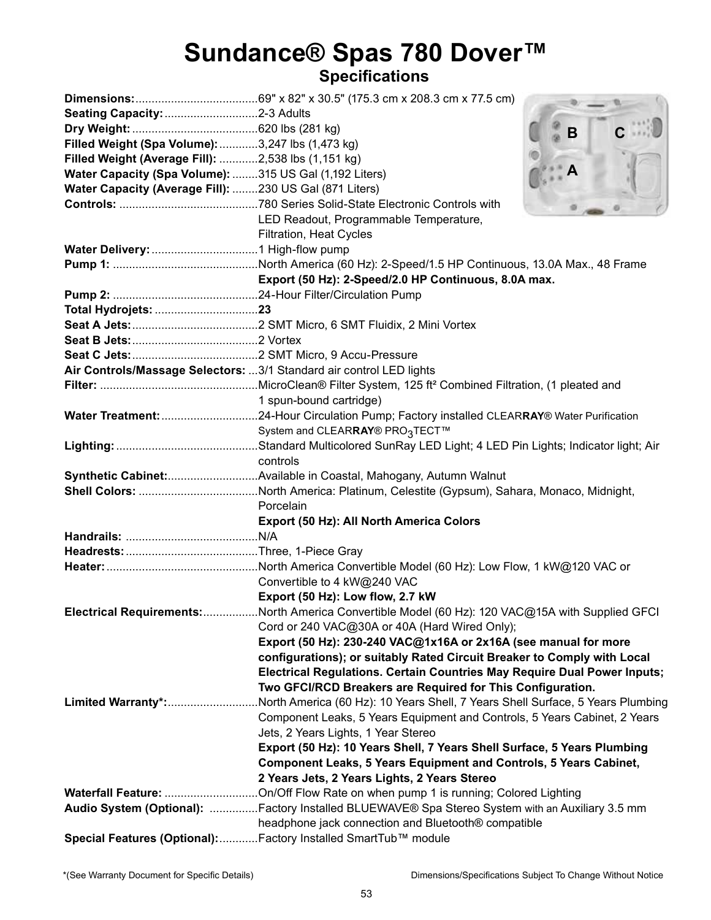# Sundance® Spas 780 Dover™

## Specifications

**Dimensions:** 69" x 82" x 30.5" (175.3 cm x 208.3 cm x 77.5 cm)

**Seating Capacity:** 2-3 Adults

**Dry Weight:** 620 lbs (281 kg)

**Filled Weight (Spa Volume):** 3,247 lbs (1,473 kg)

**Filled Weight (Average Fill):** 2,538 lbs (1,151 kg)

**Water Capacity (Spa Volume):** 315 US Gal (1,192 Liters)

**Water Capacity (Average Fill):** 230 US Gal (871 Liters)

**Controls:** 780 Series Solid-State Electronic Controls with LED Readout, Programmable Temperature, Filtration, Heat Cycles

**Water Delivery:** 1 High-flow pump

**Pump 1:** North America (60 Hz): 2-Speed/1.5 HP Continuous, 13.0A Max., 48 Frame
**Export (50 Hz): 2-Speed/2.0 HP Continuous, 8.0A max.**

**Pump 2:** 24-Hour Filter/Circulation Pump

**Total Hydrojets:** **23**

**Seat A Jets:** 2 SMT Micro, 6 SMT Fluidix, 2 Mini Vortex

**Seat B Jets:** 2 Vortex

**Seat C Jets:** 2 SMT Micro, 9 Accu-Pressure

**Air Controls/Massage Selectors:** 3/1 Standard air control LED lights

**Filter:** MicroClean® Filter System, 125 ft² Combined Filtration, (1 pleated and 1 spun-bound cartridge)

**Water Treatment:** 24-Hour Circulation Pump; Factory installed CLEAR**RAY**® Water Purification System and CLEAR**RAY**® PRO$_3$TECT™

**Lighting:** Standard Multicolored SunRay LED Light; 4 LED Pin Lights; Indicator light; Air controls

**Synthetic Cabinet:** Available in Coastal, Mahogany, Autumn Walnut

**Shell Colors:** North America: Platinum, Celestite (Gypsum), Sahara, Monaco, Midnight, Porcelain
**Export (50 Hz): All North America Colors**

**Handrails:** N/A

**Headrests:** Three, 1-Piece Gray

**Heater:** North America Convertible Model (60 Hz): Low Flow, 1 kW@120 VAC or Convertible to 4 kW@240 VAC
**Export (50 Hz): Low flow, 2.7 kW**

**Electrical Requirements:** North America Convertible Model (60 Hz): 120 VAC@15A with Supplied GFCI Cord or 240 VAC@30A or 40A (Hard Wired Only);
**Export (50 Hz): 230-240 VAC@1x16A or 2x16A (see manual for more configurations); or suitably Rated Circuit Breaker to Comply with Local Electrical Regulations. Certain Countries May Require Dual Power Inputs; Two GFCI/RCD Breakers are Required for This Configuration.**

**Limited Warranty*:** North America (60 Hz): 10 Years Shell, 7 Years Shell Surface, 5 Years Plumbing Component Leaks, 5 Years Equipment and Controls, 5 Years Cabinet, 2 Years Jets, 2 Years Lights, 1 Year Stereo
**Export (50 Hz): 10 Years Shell, 7 Years Shell Surface, 5 Years Plumbing Component Leaks, 5 Years Equipment and Controls, 5 Years Cabinet, 2 Years Jets, 2 Years Lights, 2 Years Stereo**

**Waterfall Feature:** On/Off Flow Rate on when pump 1 is running; Colored Lighting

**Audio System (Optional):** Factory Installed BLUEWAVE® Spa Stereo System with an Auxiliary 3.5 mm headphone jack connection and Bluetooth® compatible

**Special Features (Optional):** Factory Installed SmartTub™ module

*(See Warranty Document for Specific Details)

Dimensions/Specifications Subject To Change Without Notice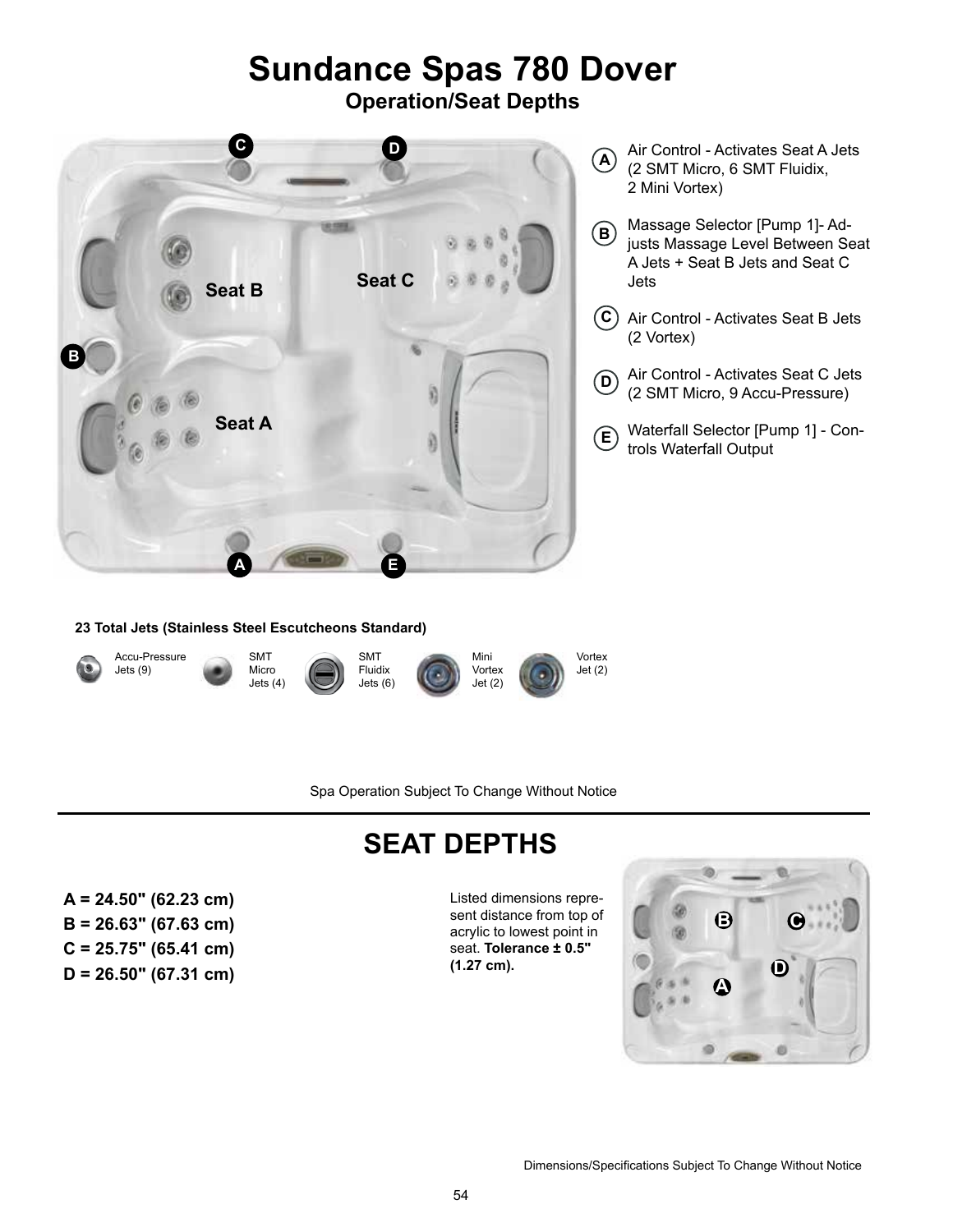# Sundance Spas 780 Dover

## Operation/Seat Depths

- **A** Air Control - Activates Seat A Jets (2 SMT Micro, 6 SMT Fluidix, 2 Mini Vortex)
- **B** Massage Selector [Pump 1]- Adjusts Massage Level Between Seat A Jets + Seat B Jets and Seat C Jets
- **C** Air Control - Activates Seat B Jets (2 Vortex)
- **D** Air Control - Activates Seat C Jets (2 SMT Micro, 9 Accu-Pressure)
- **E** Waterfall Selector [Pump 1] - Controls Waterfall Output

**23 Total Jets (Stainless Steel Escutcheons Standard)**

- Accu-Pressure Jets (9)
- SMT Micro Jets (4)
- SMT Fluidix Jets (6)
- Mini Vortex Jet (2)
- Vortex Jet (2)

Spa Operation Subject To Change Without Notice

---

## SEAT DEPTHS

**A = 24.50" (62.23 cm)**
**B = 26.63" (67.63 cm)**
**C = 25.75" (65.41 cm)**
**D = 26.50" (67.31 cm)**

Listed dimensions represent distance from top of acrylic to lowest point in seat. **Tolerance ± 0.5" (1.27 cm).**

Dimensions/Specifications Subject To Change Without Notice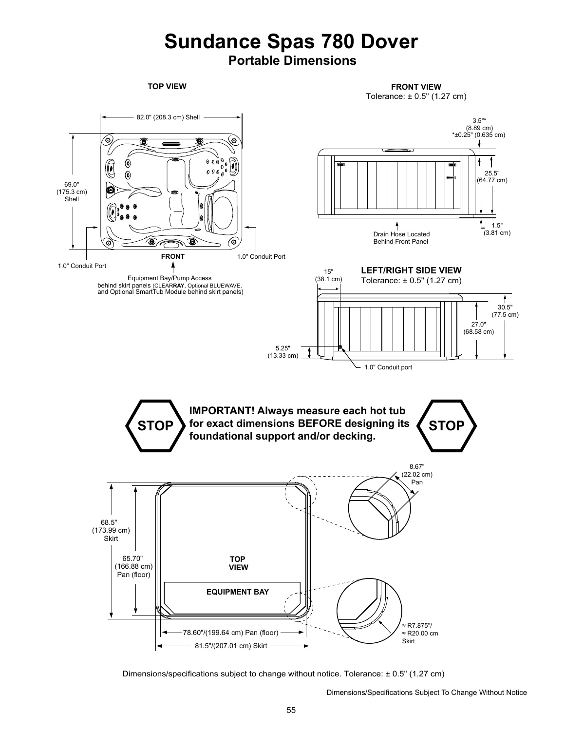# Sundance Spas 780 Dover

## Portable Dimensions

**TOP VIEW**

82.0" (208.3 cm) Shell

69.0" (175.3 cm) Shell

1.0" Conduit Port

**FRONT**

1.0" Conduit Port

Equipment Bay/Pump Access behind skirt panels (CLEAR**RAY**, Optional BLUEWAVE, and Optional SmartTub Module behind skirt panels)

**FRONT VIEW**

Tolerance: ± 0.5" (1.27 cm)

3.5"* (8.89 cm) *±0.25" (0.635 cm)

25.5" (64.77 cm)

1.5" (3.81 cm)

Drain Hose Located Behind Front Panel

**LEFT/RIGHT SIDE VIEW**

Tolerance: ± 0.5" (1.27 cm)

15" (38.1 cm)

30.5" (77.5 cm)

27.0" (68.58 cm)

5.25" (13.33 cm)

1.0" Conduit port

**IMPORTANT! Always measure each hot tub for exact dimensions BEFORE designing its foundational support and/or decking.**

8.67" (22.02 cm) Pan

68.5" (173.99 cm) Skirt

65.70" (166.88 cm) Pan (floor)

**TOP VIEW**

**EQUIPMENT BAY**

78.60"/(199.64 cm) Pan (floor)

81.5"/(207.01 cm) Skirt

≈ R7.875"/ ≈ R20.00 cm Skirt

Dimensions/specifications subject to change without notice. Tolerance: ± 0.5" (1.27 cm)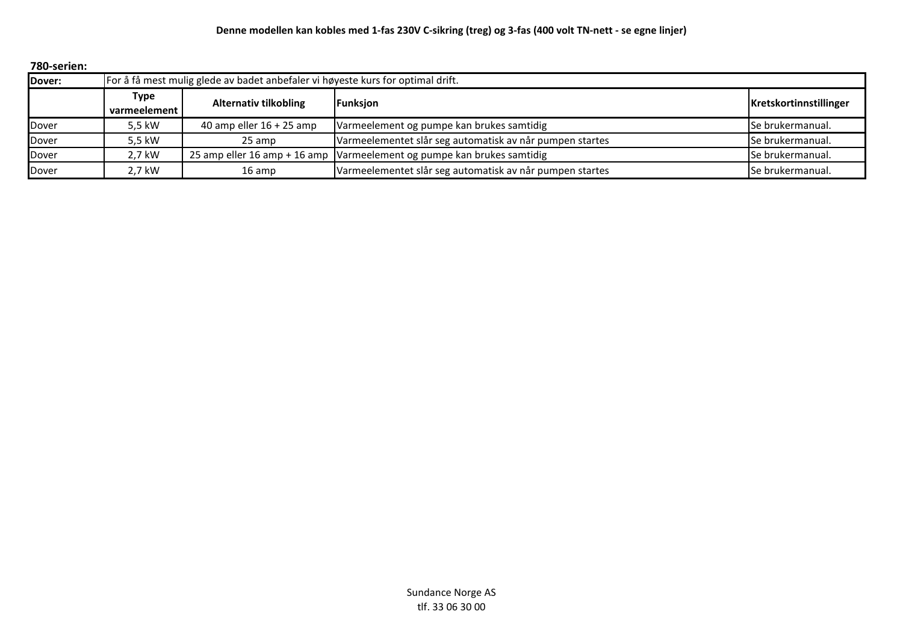**Denne modellen kan kobles med 1-fas 230V C-sikring (treg) og 3-fas (400 volt TN-nett - se egne linjer)**

**780-serien:**

| **Dover:** | For å få mest mulig glede av badet anbefaler vi høyeste kurs for optimal drift. | | | |
|---|---|---|---|---|
| | **Type varmeelement** | **Alternativ tilkobling** | **Funksjon** | **Kretskortinnstillinger** |
| Dover | 5,5 kW | 40 amp eller 16 + 25 amp | Varmeelement og pumpe kan brukes samtidig | Se brukermanual. |
| Dover | 5,5 kW | 25 amp | Varmeelementet slår seg automatisk av når pumpen startes | Se brukermanual. |
| Dover | 2,7 kW | 25 amp eller 16 amp + 16 amp | Varmeelement og pumpe kan brukes samtidig | Se brukermanual. |
| Dover | 2,7 kW | 16 amp | Varmeelementet slår seg automatisk av når pumpen startes | Se brukermanual. |

Sundance Norge AS
tlf. 33 06 30 00